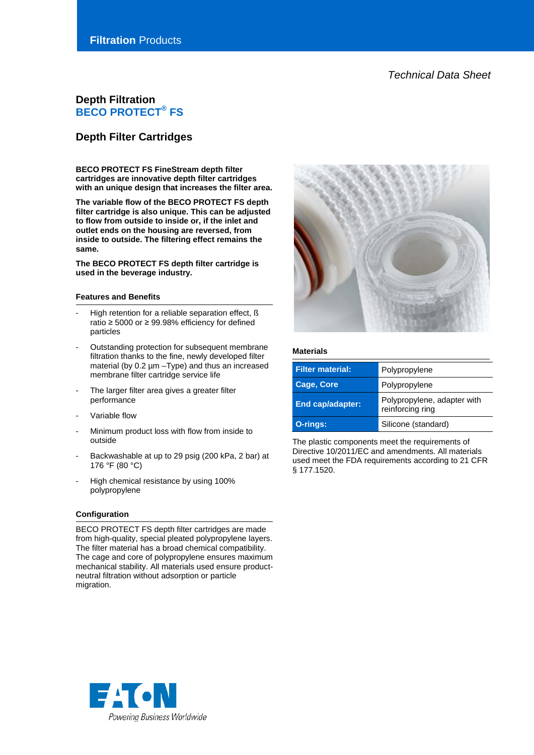Filtration Products

*Technical Data Sheet*

# Depth Filtration
## BECO PROTECT® FS

## Depth Filter Cartridges

**BECO PROTECT FS FineStream depth filter cartridges are innovative depth filter cartridges with an unique design that increases the filter area.**

**The variable flow of the BECO PROTECT FS depth filter cartridge is also unique. This can be adjusted to flow from outside to inside or, if the inlet and outlet ends on the housing are reversed, from inside to outside. The filtering effect remains the same.**

**The BECO PROTECT FS depth filter cartridge is used in the beverage industry.**

### Features and Benefits

- High retention for a reliable separation effect, ß ratio ≥ 5000 or ≥ 99.98% efficiency for defined particles
- Outstanding protection for subsequent membrane filtration thanks to the fine, newly developed filter material (by 0.2 µm –Type) and thus an increased membrane filter cartridge service life
- The larger filter area gives a greater filter performance
- Variable flow
- Minimum product loss with flow from inside to outside
- Backwashable at up to 29 psig (200 kPa, 2 bar) at 176 °F (80 °C)
- High chemical resistance by using 100% polypropylene

### Configuration

BECO PROTECT FS depth filter cartridges are made from high-quality, special pleated polypropylene layers. The filter material has a broad chemical compatibility. The cage and core of polypropylene ensures maximum mechanical stability. All materials used ensure product-neutral filtration without adsorption or particle migration.

### Materials

| | |
|---|---|
| **Filter material:** | Polypropylene |
| **Cage, Core** | Polypropylene |
| **End cap/adapter:** | Polypropylene, adapter with reinforcing ring |
| **O-rings:** | Silicone (standard) |

The plastic components meet the requirements of Directive 10/2011/EC and amendments. All materials used meet the FDA requirements according to 21 CFR § 177.1520.

EATON
Powering Business Worldwide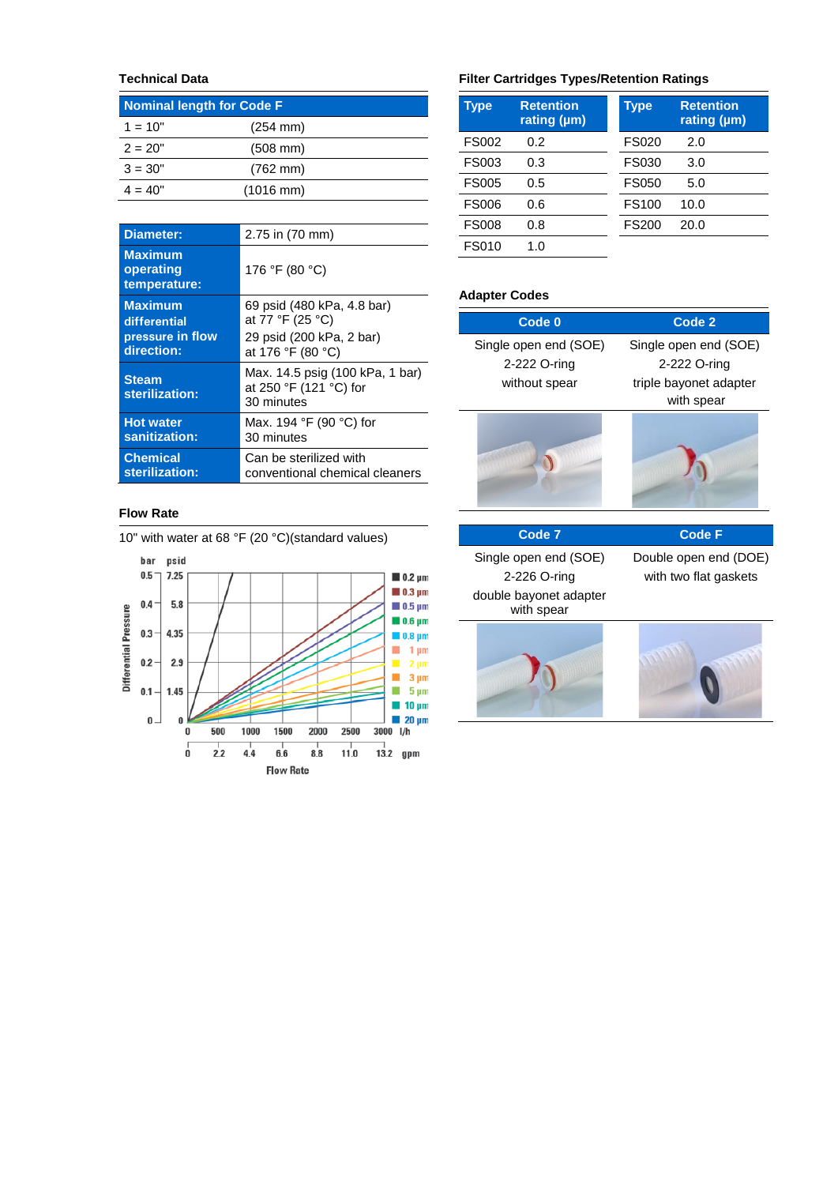### Technical Data

| Nominal length for Code F | |
|---|---|
| 1 = 10" | (254 mm) |
| 2 = 20" | (508 mm) |
| 3 = 30" | (762 mm) |
| 4 = 40" | (1016 mm) |

| | |
|---|---|
| **Diameter:** | 2.75 in (70 mm) |
| **Maximum operating temperature:** | 176 °F (80 °C) |
| **Maximum differential pressure in flow direction:** | 69 psid (480 kPa, 4.8 bar) at 77 °F (25 °C)<br>29 psid (200 kPa, 2 bar) at 176 °F (80 °C) |
| **Steam sterilization:** | Max. 14.5 psig (100 kPa, 1 bar) at 250 °F (121 °C) for 30 minutes |
| **Hot water sanitization:** | Max. 194 °F (90 °C) for 30 minutes |
| **Chemical sterilization:** | Can be sterilized with conventional chemical cleaners |

### Flow Rate

10" with water at 68 °F (20 °C)(standard values)

Differential Pressure (bar / psid) vs. Flow Rate (l/h / gpm)

| bar | psid |
|---|---|
| 0.5 | 7.25 |
| 0.4 | 5.8 |
| 0.3 | 4.35 |
| 0.2 | 2.9 |
| 0.1 | 1.45 |
| 0 | 0 |

| l/h | 0 | 500 | 1000 | 1500 | 2000 | 2500 | 3000 |
|---|---|---|---|---|---|---|---|
| gpm | 0 | 2.2 | 4.4 | 6.6 | 8.8 | 11.0 | 13.2 |

Legend: 0.2 µm, 0.3 µm, 0.5 µm, 0.6 µm, 0.8 µm, 1 µm, 2 µm, 3 µm, 5 µm, 10 µm, 20 µm

### Filter Cartridges Types/Retention Ratings

| Type | Retention rating (µm) | Type | Retention rating (µm) |
|---|---|---|---|
| FS002 | 0.2 | FS020 | 2.0 |
| FS003 | 0.3 | FS030 | 3.0 |
| FS005 | 0.5 | FS050 | 5.0 |
| FS006 | 0.6 | FS100 | 10.0 |
| FS008 | 0.8 | FS200 | 20.0 |
| FS010 | 1.0 | | |

### Adapter Codes

| Code 0 | Code 2 |
|---|---|
| Single open end (SOE)<br>2-222 O-ring<br>without spear | Single open end (SOE)<br>2-222 O-ring<br>triple bayonet adapter with spear |

| Code 7 | Code F |
|---|---|
| Single open end (SOE)<br>2-226 O-ring<br>double bayonet adapter with spear | Double open end (DOE)<br>with two flat gaskets |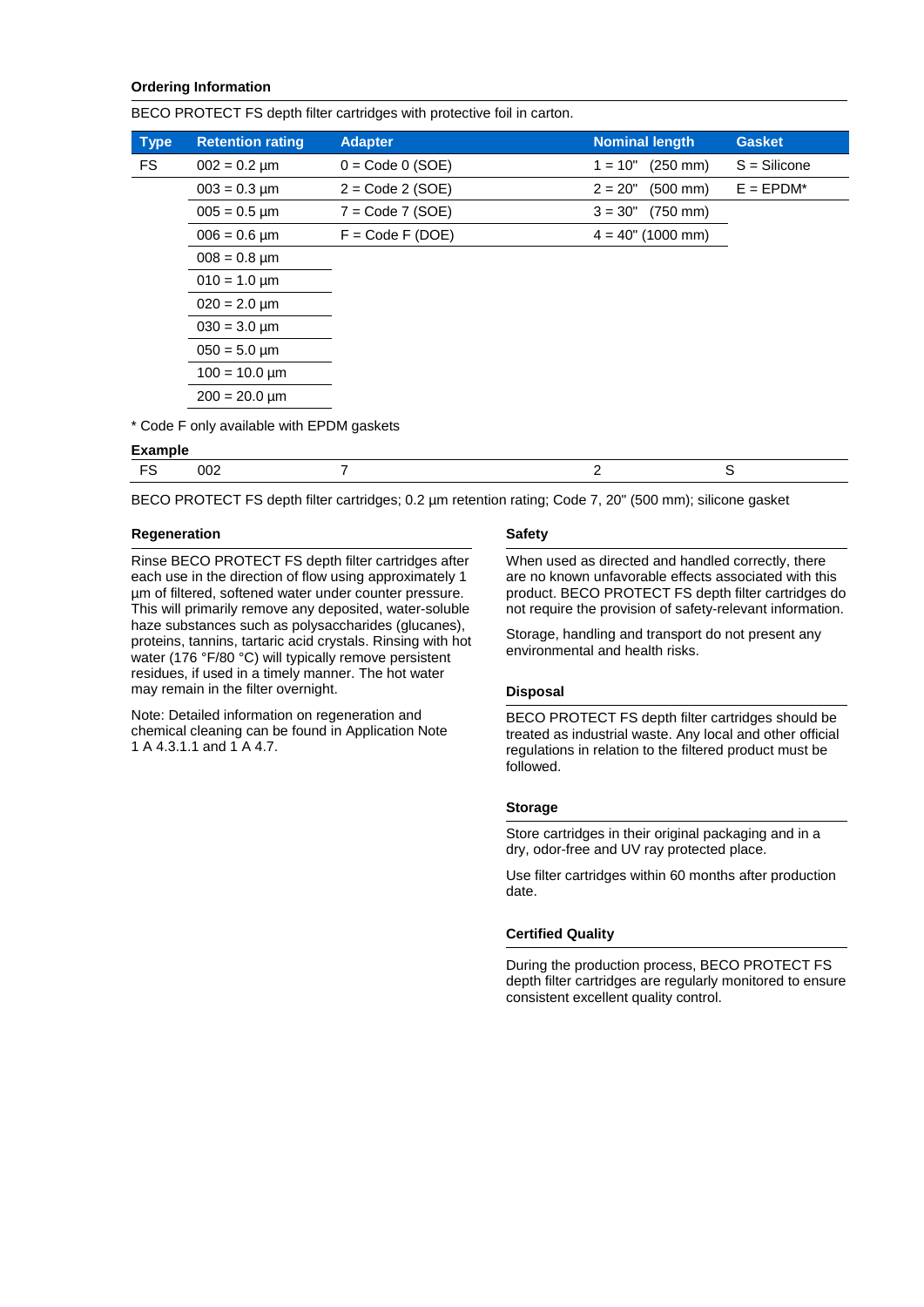### Ordering Information

BECO PROTECT FS depth filter cartridges with protective foil in carton.

| Type | Retention rating | Adapter | Nominal length | Gasket |
|---|---|---|---|---|
| FS | 002 = 0.2 µm | 0 = Code 0 (SOE) | 1 = 10" (250 mm) | S = Silicone |
| | 003 = 0.3 µm | 2 = Code 2 (SOE) | 2 = 20" (500 mm) | E = EPDM* |
| | 005 = 0.5 µm | 7 = Code 7 (SOE) | 3 = 30" (750 mm) | |
| | 006 = 0.6 µm | F = Code F (DOE) | 4 = 40" (1000 mm) | |
| | 008 = 0.8 µm | | | |
| | 010 = 1.0 µm | | | |
| | 020 = 2.0 µm | | | |
| | 030 = 3.0 µm | | | |
| | 050 = 5.0 µm | | | |
| | 100 = 10.0 µm | | | |
| | 200 = 20.0 µm | | | |

* Code F only available with EPDM gaskets

**Example**

| FS | 002 | 7 | 2 | S |
|---|---|---|---|---|

BECO PROTECT FS depth filter cartridges; 0.2 µm retention rating; Code 7, 20" (500 mm); silicone gasket

### Regeneration

Rinse BECO PROTECT FS depth filter cartridges after each use in the direction of flow using approximately 1 µm of filtered, softened water under counter pressure. This will primarily remove any deposited, water-soluble haze substances such as polysaccharides (glucanes), proteins, tannins, tartaric acid crystals. Rinsing with hot water (176 °F/80 °C) will typically remove persistent residues, if used in a timely manner. The hot water may remain in the filter overnight.

Note: Detailed information on regeneration and chemical cleaning can be found in Application Note 1 A 4.3.1.1 and 1 A 4.7.

### Safety

When used as directed and handled correctly, there are no known unfavorable effects associated with this product. BECO PROTECT FS depth filter cartridges do not require the provision of safety-relevant information.

Storage, handling and transport do not present any environmental and health risks.

### Disposal

BECO PROTECT FS depth filter cartridges should be treated as industrial waste. Any local and other official regulations in relation to the filtered product must be followed.

### Storage

Store cartridges in their original packaging and in a dry, odor-free and UV ray protected place.

Use filter cartridges within 60 months after production date.

### Certified Quality

During the production process, BECO PROTECT FS depth filter cartridges are regularly monitored to ensure consistent excellent quality control.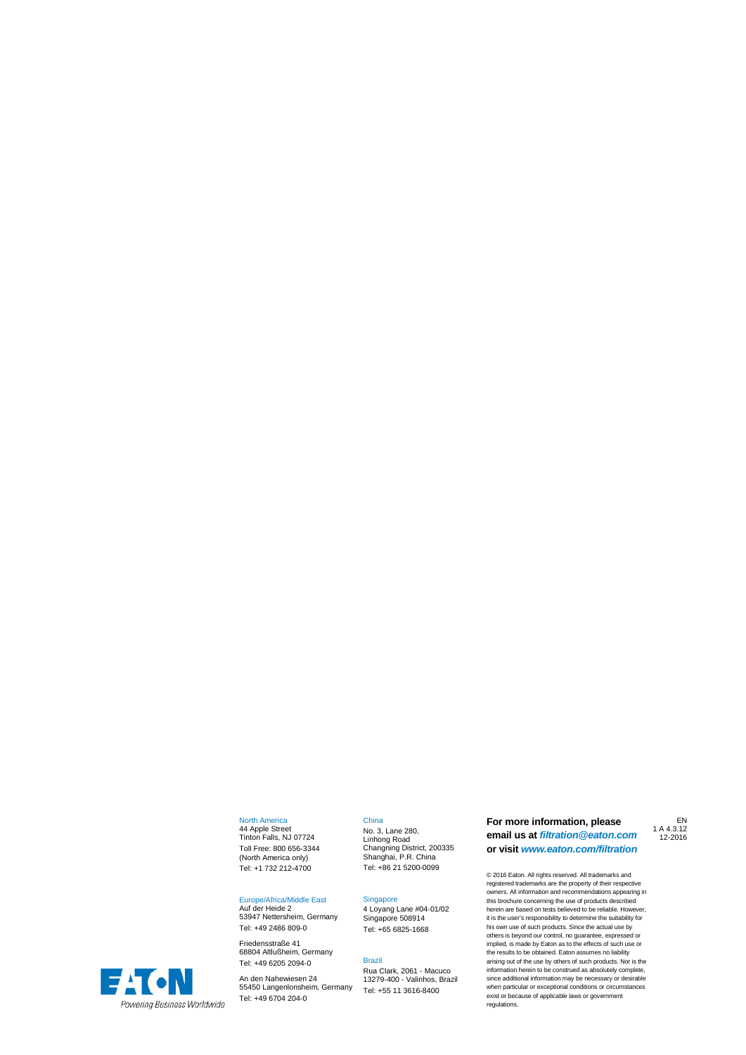North America
44 Apple Street
Tinton Falls, NJ 07724
Toll Free: 800 656-3344
(North America only)
Tel: +1 732 212-4700

Europe/Africa/Middle East
Auf der Heide 2
53947 Nettersheim, Germany
Tel: +49 2486 809-0

Friedensstraße 41
68804 Altlußheim, Germany
Tel: +49 6205 2094-0

An den Nahewiesen 24
55450 Langenlonsheim, Germany
Tel: +49 6704 204-0

China
No. 3, Lane 280,
Linhong Road
Changning District, 200335
Shanghai, P.R. China
Tel: +86 21 5200-0099

Singapore
4 Loyang Lane #04-01/02
Singapore 508914
Tel: +65 6825-1668

Brazil
Rua Clark, 2061 - Macuco
13279-400 - Valinhos, Brazil
Tel: +55 11 3616-8400

**For more information, please email us at *filtration@eaton.com* or visit *www.eaton.com/filtration***

EN
1 A 4.3.12
12-2016

© 2016 Eaton. All rights reserved. All trademarks and registered trademarks are the property of their respective owners. All information and recommendations appearing in this brochure concerning the use of products described herein are based on tests believed to be reliable. However, it is the user's responsibility to determine the suitability for his own use of such products. Since the actual use by others is beyond our control, no guarantee, expressed or implied, is made by Eaton as to the effects of such use or the results to be obtained. Eaton assumes no liability arising out of the use by others of such products. Nor is the information herein to be construed as absolutely complete, since additional information may be necessary or desirable when particular or exceptional conditions or circumstances exist or because of applicable laws or government regulations.

EATON
Powering Business Worldwide